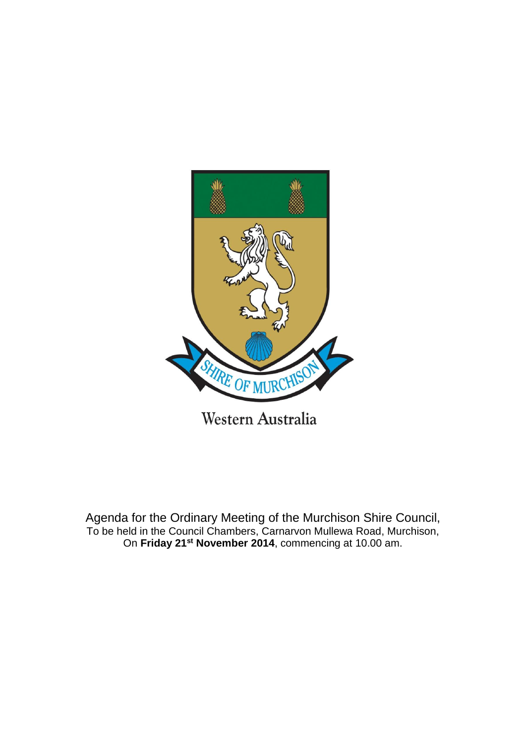SHIRE OF MURCHISON

Western Australia

Agenda for the Ordinary Meeting of the Murchison Shire Council,
To be held in the Council Chambers, Carnarvon Mullewa Road, Murchison,
On **Friday 21st November 2014**, commencing at 10.00 am.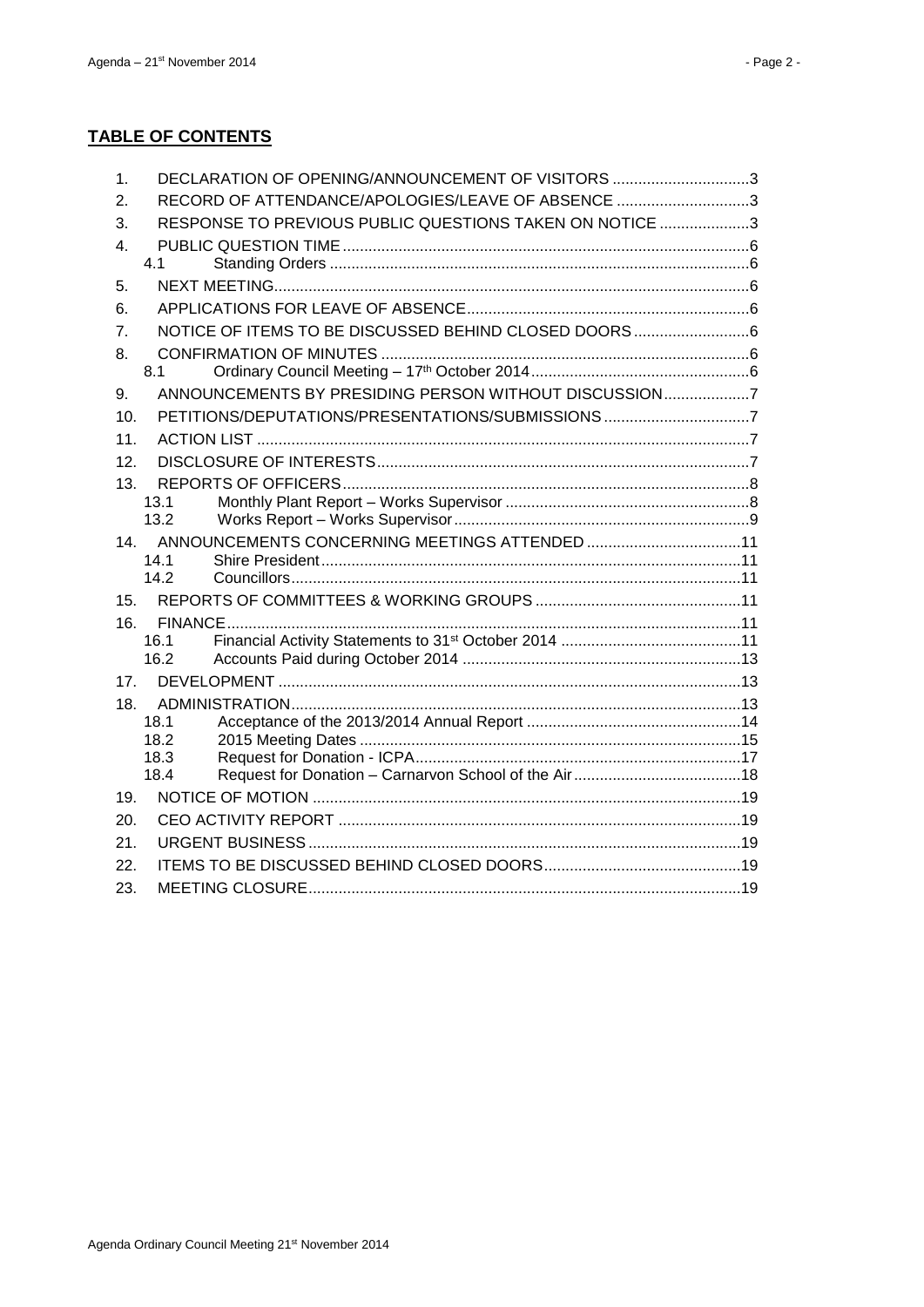## TABLE OF CONTENTS

1. DECLARATION OF OPENING/ANNOUNCEMENT OF VISITORS ................................3
2. RECORD OF ATTENDANCE/APOLOGIES/LEAVE OF ABSENCE ...............................3
3. RESPONSE TO PREVIOUS PUBLIC QUESTIONS TAKEN ON NOTICE .....................3
4. PUBLIC QUESTION TIME ..............................................................................................6
   - 4.1 Standing Orders ..................................................................................................6
5. NEXT MEETING..............................................................................................................6
6. APPLICATIONS FOR LEAVE OF ABSENCE..................................................................6
7. NOTICE OF ITEMS TO BE DISCUSSED BEHIND CLOSED DOORS...........................6
8. CONFIRMATION OF MINUTES .....................................................................................6
   - 8.1 Ordinary Council Meeting – 17th October 2014...................................................6
9. ANNOUNCEMENTS BY PRESIDING PERSON WITHOUT DISCUSSION....................7
10. PETITIONS/DEPUTATIONS/PRESENTATIONS/SUBMISSIONS..................................7
11. ACTION LIST ..................................................................................................................7
12. DISCLOSURE OF INTERESTS......................................................................................7
13. REPORTS OF OFFICERS..............................................................................................8
    - 13.1 Monthly Plant Report – Works Supervisor .........................................................8
    - 13.2 Works Report – Works Supervisor.....................................................................9
14. ANNOUNCEMENTS CONCERNING MEETINGS ATTENDED ....................................11
    - 14.1 Shire President.................................................................................................11
    - 14.2 Councillors........................................................................................................11
15. REPORTS OF COMMITTEES & WORKING GROUPS ................................................11
16. FINANCE.......................................................................................................................11
    - 16.1 Financial Activity Statements to 31st October 2014 ..........................................11
    - 16.2 Accounts Paid during October 2014 ................................................................13
17. DEVELOPMENT ...........................................................................................................13
18. ADMINISTRATION........................................................................................................13
    - 18.1 Acceptance of the 2013/2014 Annual Report .................................................14
    - 18.2 2015 Meeting Dates ........................................................................................15
    - 18.3 Request for Donation - ICPA...........................................................................17
    - 18.4 Request for Donation – Carnarvon School of the Air.......................................18
19. NOTICE OF MOTION ...................................................................................................19
20. CEO ACTIVITY REPORT .............................................................................................19
21. URGENT BUSINESS....................................................................................................19
22. ITEMS TO BE DISCUSSED BEHIND CLOSED DOORS..............................................19
23. MEETING CLOSURE....................................................................................................19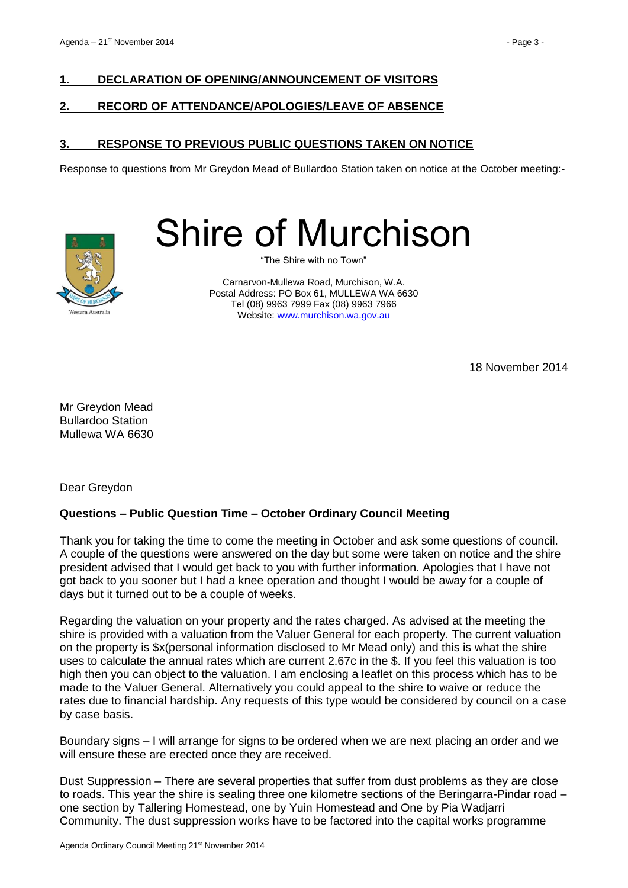## 1. DECLARATION OF OPENING/ANNOUNCEMENT OF VISITORS

## 2. RECORD OF ATTENDANCE/APOLOGIES/LEAVE OF ABSENCE

## 3. RESPONSE TO PREVIOUS PUBLIC QUESTIONS TAKEN ON NOTICE

Response to questions from Mr Greydon Mead of Bullardoo Station taken on notice at the October meeting:-

# Shire of Murchison

"The Shire with no Town"

Carnarvon-Mullewa Road, Murchison, W.A.
Postal Address: PO Box 61, MULLEWA WA 6630
Tel (08) 9963 7999 Fax (08) 9963 7966
Website: www.murchison.wa.gov.au

18 November 2014

Mr Greydon Mead
Bullardoo Station
Mullewa WA 6630

Dear Greydon

**Questions – Public Question Time – October Ordinary Council Meeting**

Thank you for taking the time to come the meeting in October and ask some questions of council. A couple of the questions were answered on the day but some were taken on notice and the shire president advised that I would get back to you with further information. Apologies that I have not got back to you sooner but I had a knee operation and thought I would be away for a couple of days but it turned out to be a couple of weeks.

Regarding the valuation on your property and the rates charged. As advised at the meeting the shire is provided with a valuation from the Valuer General for each property. The current valuation on the property is $x(personal information disclosed to Mr Mead only) and this is what the shire uses to calculate the annual rates which are current 2.67c in the $. If you feel this valuation is too high then you can object to the valuation. I am enclosing a leaflet on this process which has to be made to the Valuer General. Alternatively you could appeal to the shire to waive or reduce the rates due to financial hardship. Any requests of this type would be considered by council on a case by case basis.

Boundary signs – I will arrange for signs to be ordered when we are next placing an order and we will ensure these are erected once they are received.

Dust Suppression – There are several properties that suffer from dust problems as they are close to roads. This year the shire is sealing three one kilometre sections of the Beringarra-Pindar road – one section by Tallering Homestead, one by Yuin Homestead and One by Pia Wadjarri Community. The dust suppression works have to be factored into the capital works programme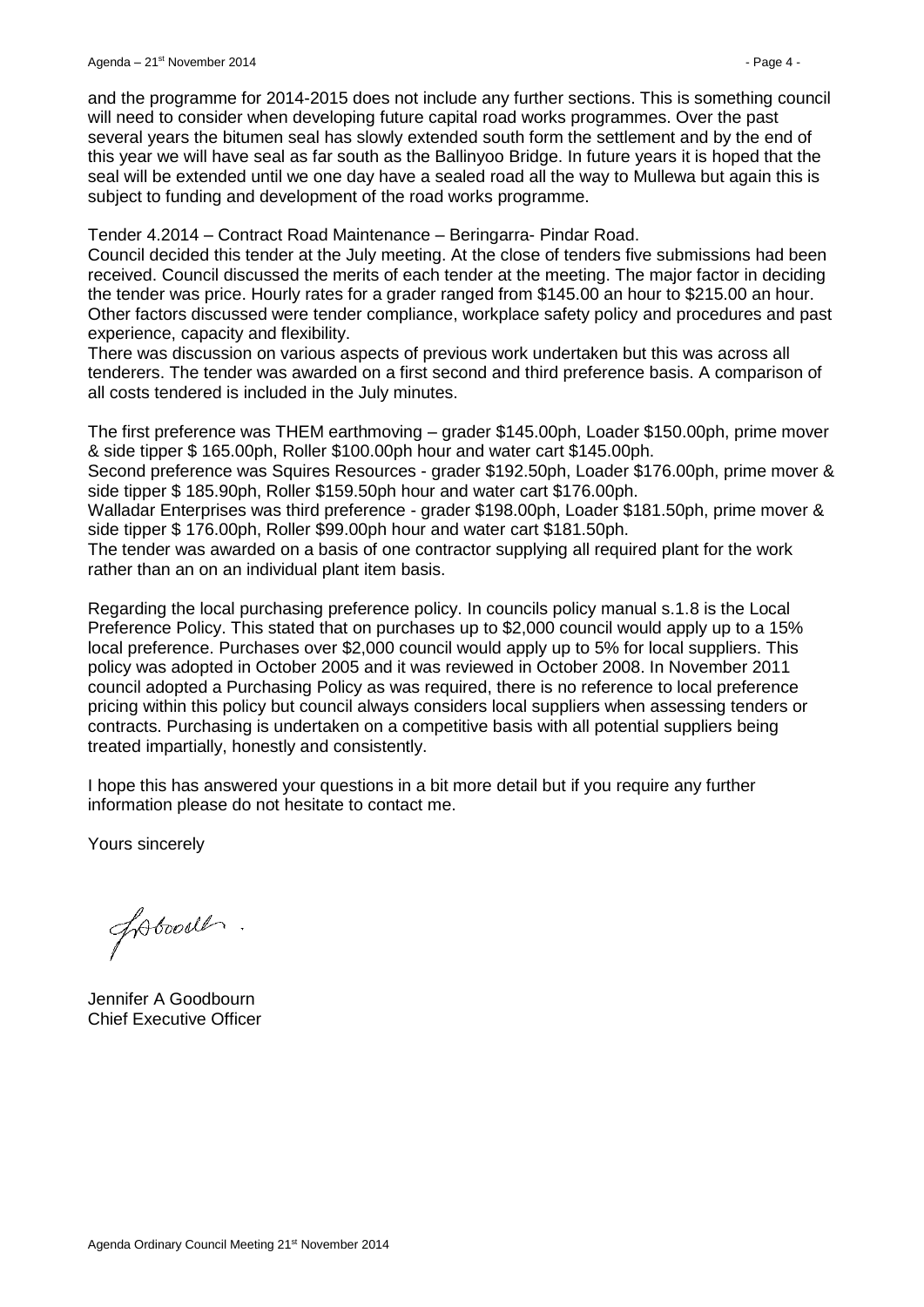and the programme for 2014-2015 does not include any further sections. This is something council will need to consider when developing future capital road works programmes. Over the past several years the bitumen seal has slowly extended south form the settlement and by the end of this year we will have seal as far south as the Ballinyoo Bridge. In future years it is hoped that the seal will be extended until we one day have a sealed road all the way to Mullewa but again this is subject to funding and development of the road works programme.

Tender 4.2014 – Contract Road Maintenance – Beringarra- Pindar Road.
Council decided this tender at the July meeting. At the close of tenders five submissions had been received. Council discussed the merits of each tender at the meeting. The major factor in deciding the tender was price. Hourly rates for a grader ranged from $145.00 an hour to $215.00 an hour. Other factors discussed were tender compliance, workplace safety policy and procedures and past experience, capacity and flexibility.
There was discussion on various aspects of previous work undertaken but this was across all tenderers. The tender was awarded on a first second and third preference basis. A comparison of all costs tendered is included in the July minutes.

The first preference was THEM earthmoving – grader $145.00ph, Loader $150.00ph, prime mover & side tipper $ 165.00ph, Roller $100.00ph hour and water cart $145.00ph.
Second preference was Squires Resources - grader $192.50ph, Loader $176.00ph, prime mover & side tipper $ 185.90ph, Roller $159.50ph hour and water cart $176.00ph.
Walladar Enterprises was third preference - grader $198.00ph, Loader $181.50ph, prime mover & side tipper $ 176.00ph, Roller $99.00ph hour and water cart $181.50ph.
The tender was awarded on a basis of one contractor supplying all required plant for the work rather than an on an individual plant item basis.

Regarding the local purchasing preference policy. In councils policy manual s.1.8 is the Local Preference Policy. This stated that on purchases up to $2,000 council would apply up to a 15% local preference. Purchases over $2,000 council would apply up to 5% for local suppliers. This policy was adopted in October 2005 and it was reviewed in October 2008. In November 2011 council adopted a Purchasing Policy as was required, there is no reference to local preference pricing within this policy but council always considers local suppliers when assessing tenders or contracts. Purchasing is undertaken on a competitive basis with all potential suppliers being treated impartially, honestly and consistently.

I hope this has answered your questions in a bit more detail but if you require any further information please do not hesitate to contact me.

Yours sincerely

Jennifer A Goodbourn
Chief Executive Officer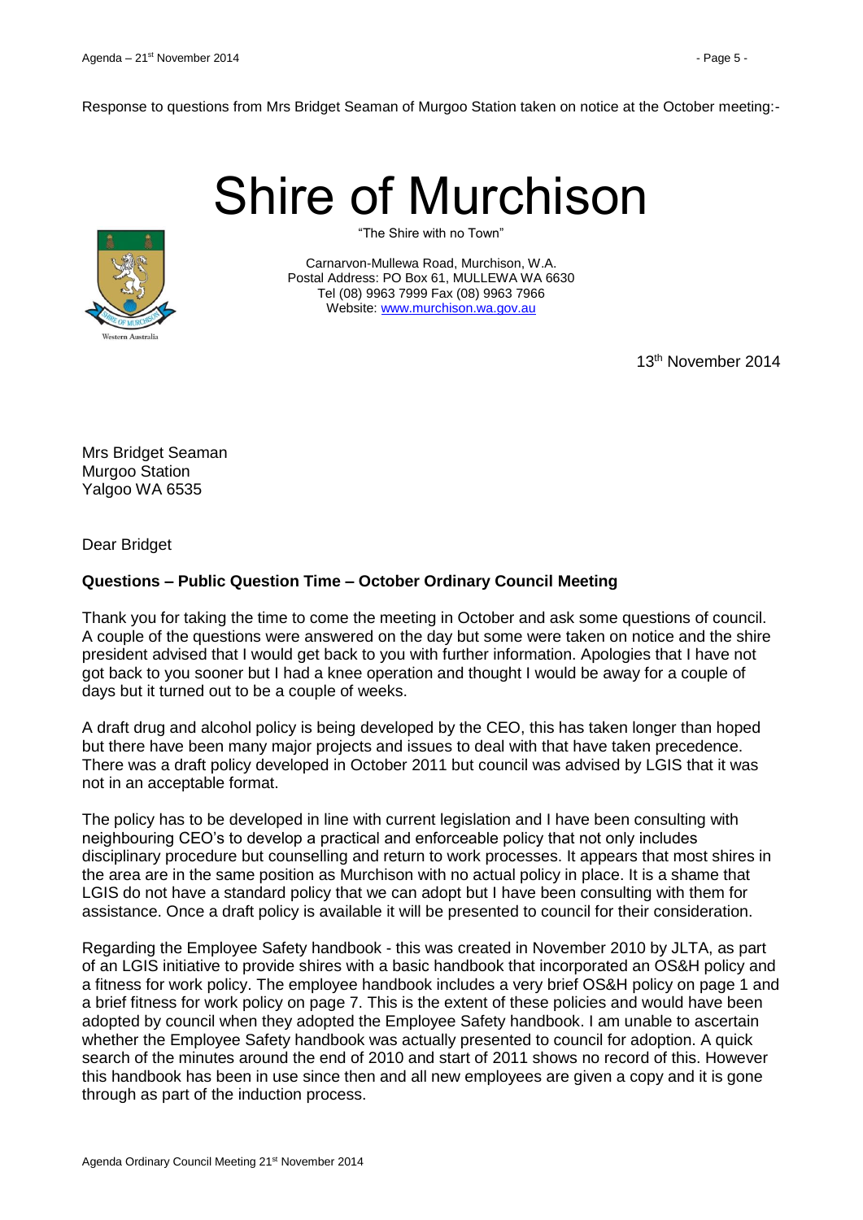Response to questions from Mrs Bridget Seaman of Murgoo Station taken on notice at the October meeting:-

# Shire of Murchison

"The Shire with no Town"

Carnarvon-Mullewa Road, Murchison, W.A.
Postal Address: PO Box 61, MULLEWA WA 6630
Tel (08) 9963 7999 Fax (08) 9963 7966
Website: [www.murchison.wa.gov.au](http://www.murchison.wa.gov.au)

13th November 2014

Mrs Bridget Seaman
Murgoo Station
Yalgoo WA 6535

Dear Bridget

**Questions – Public Question Time – October Ordinary Council Meeting**

Thank you for taking the time to come the meeting in October and ask some questions of council. A couple of the questions were answered on the day but some were taken on notice and the shire president advised that I would get back to you with further information. Apologies that I have not got back to you sooner but I had a knee operation and thought I would be away for a couple of days but it turned out to be a couple of weeks.

A draft drug and alcohol policy is being developed by the CEO, this has taken longer than hoped but there have been many major projects and issues to deal with that have taken precedence. There was a draft policy developed in October 2011 but council was advised by LGIS that it was not in an acceptable format.

The policy has to be developed in line with current legislation and I have been consulting with neighbouring CEO's to develop a practical and enforceable policy that not only includes disciplinary procedure but counselling and return to work processes. It appears that most shires in the area are in the same position as Murchison with no actual policy in place. It is a shame that LGIS do not have a standard policy that we can adopt but I have been consulting with them for assistance. Once a draft policy is available it will be presented to council for their consideration.

Regarding the Employee Safety handbook - this was created in November 2010 by JLTA, as part of an LGIS initiative to provide shires with a basic handbook that incorporated an OS&H policy and a fitness for work policy. The employee handbook includes a very brief OS&H policy on page 1 and a brief fitness for work policy on page 7. This is the extent of these policies and would have been adopted by council when they adopted the Employee Safety handbook. I am unable to ascertain whether the Employee Safety handbook was actually presented to council for adoption. A quick search of the minutes around the end of 2010 and start of 2011 shows no record of this. However this handbook has been in use since then and all new employees are given a copy and it is gone through as part of the induction process.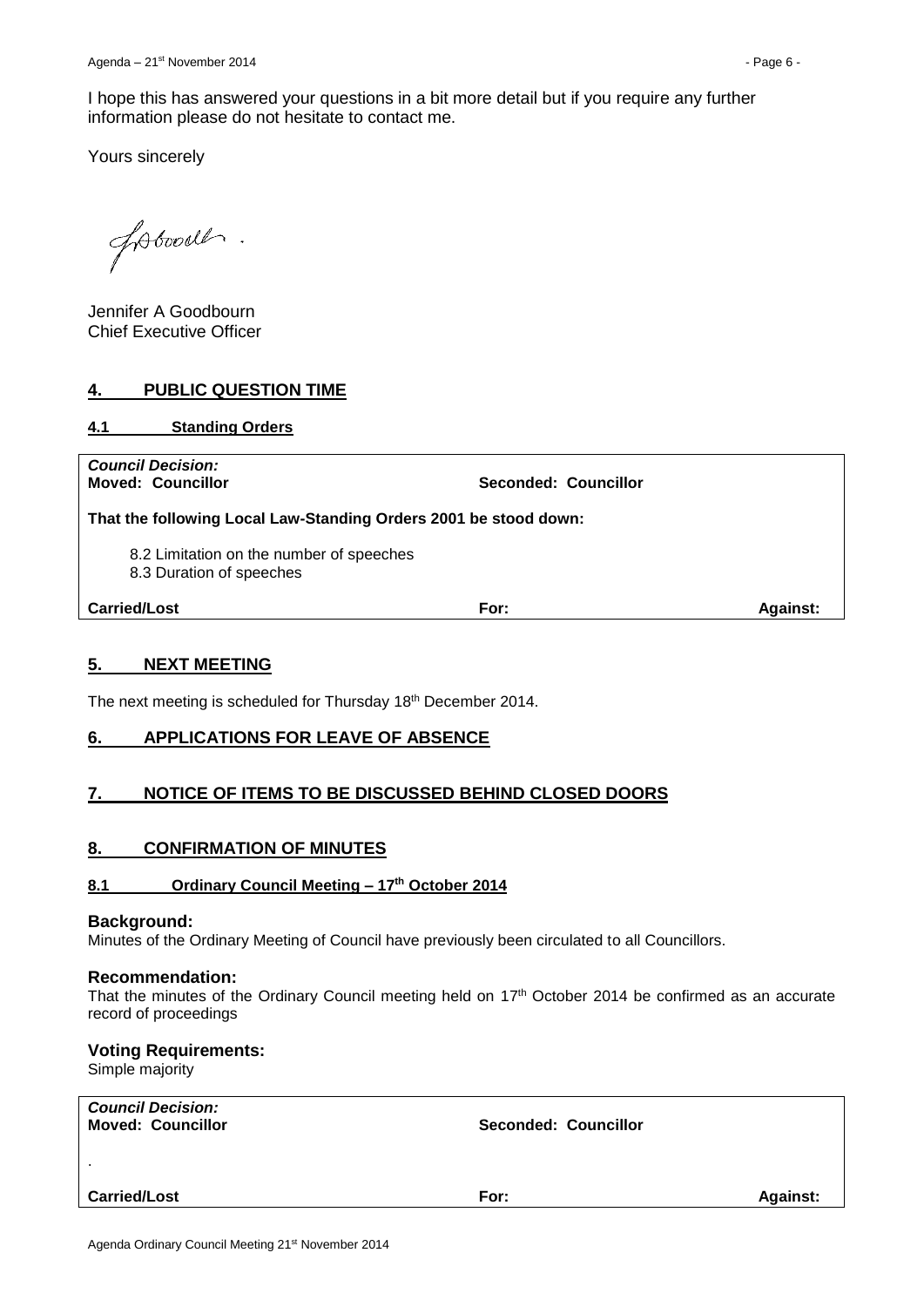I hope this has answered your questions in a bit more detail but if you require any further information please do not hesitate to contact me.

Yours sincerely

Jennifer A Goodbourn
Chief Executive Officer

## 4. PUBLIC QUESTION TIME

### 4.1 Standing Orders

| *Council Decision:* | | |
|---|---|---|
| **Moved: Councillor** | **Seconded: Councillor** | |
| **That the following Local Law-Standing Orders 2001 be stood down:** | | |
| 8.2 Limitation on the number of speeches<br>8.3 Duration of speeches | | |
| **Carried/Lost** | **For:** | **Against:** |

## 5. NEXT MEETING

The next meeting is scheduled for Thursday 18th December 2014.

## 6. APPLICATIONS FOR LEAVE OF ABSENCE

## 7. NOTICE OF ITEMS TO BE DISCUSSED BEHIND CLOSED DOORS

## 8. CONFIRMATION OF MINUTES

### 8.1 Ordinary Council Meeting – 17th October 2014

**Background:**
Minutes of the Ordinary Meeting of Council have previously been circulated to all Councillors.

**Recommendation:**
That the minutes of the Ordinary Council meeting held on 17th October 2014 be confirmed as an accurate record of proceedings

**Voting Requirements:**
Simple majority

| *Council Decision:* | | |
|---|---|---|
| **Moved: Councillor** | **Seconded: Councillor** | |
| . | | |
| **Carried/Lost** | **For:** | **Against:** |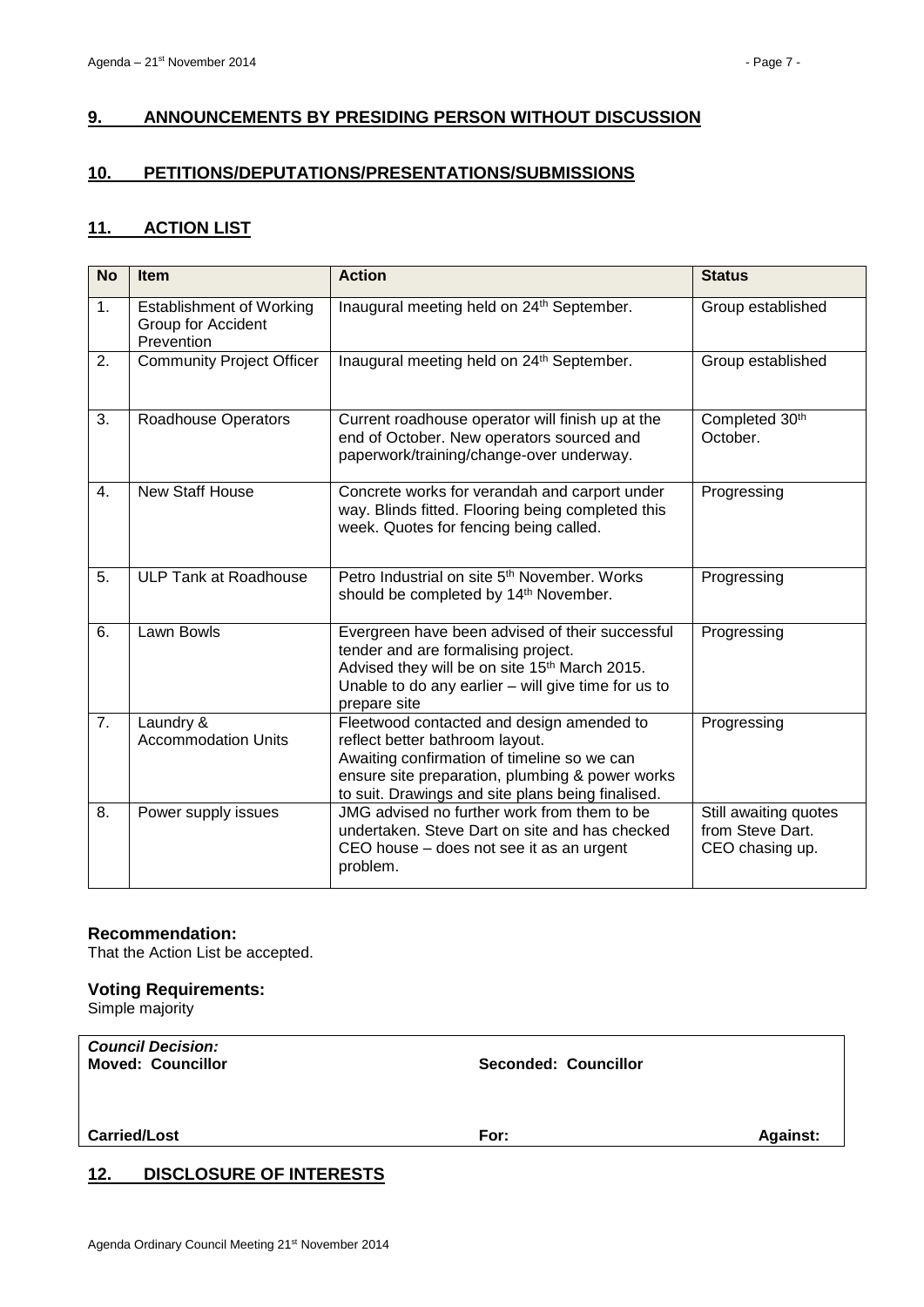## 9. ANNOUNCEMENTS BY PRESIDING PERSON WITHOUT DISCUSSION

## 10. PETITIONS/DEPUTATIONS/PRESENTATIONS/SUBMISSIONS

## 11. ACTION LIST

| No | Item | Action | Status |
|---|---|---|---|
| 1. | Establishment of Working Group for Accident Prevention | Inaugural meeting held on 24th September. | Group established |
| 2. | Community Project Officer | Inaugural meeting held on 24th September. | Group established |
| 3. | Roadhouse Operators | Current roadhouse operator will finish up at the end of October. New operators sourced and paperwork/training/change-over underway. | Completed 30th October. |
| 4. | New Staff House | Concrete works for verandah and carport under way. Blinds fitted. Flooring being completed this week. Quotes for fencing being called. | Progressing |
| 5. | ULP Tank at Roadhouse | Petro Industrial on site 5th November. Works should be completed by 14th November. | Progressing |
| 6. | Lawn Bowls | Evergreen have been advised of their successful tender and are formalising project. Advised they will be on site 15th March 2015. Unable to do any earlier – will give time for us to prepare site | Progressing |
| 7. | Laundry & Accommodation Units | Fleetwood contacted and design amended to reflect better bathroom layout. Awaiting confirmation of timeline so we can ensure site preparation, plumbing & power works to suit. Drawings and site plans being finalised. | Progressing |
| 8. | Power supply issues | JMG advised no further work from them to be undertaken. Steve Dart on site and has checked CEO house – does not see it as an urgent problem. | Still awaiting quotes from Steve Dart. CEO chasing up. |

**Recommendation:**
That the Action List be accepted.

**Voting Requirements:**
Simple majority

| ***Council Decision:*** **Moved: Councillor** | **Seconded: Councillor** | |
|---|---|---|
| **Carried/Lost** | **For:** | **Against:** |

## 12. DISCLOSURE OF INTERESTS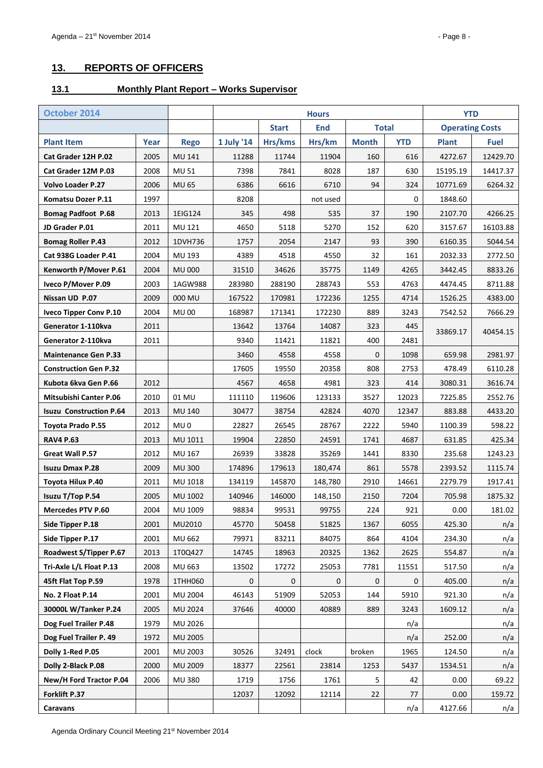## 13. REPORTS OF OFFICERS

### 13.1 Monthly Plant Report – Works Supervisor

| October 2014 | | | Hours | | | | | YTD | |
|---|---|---|---|---|---|---|---|---|---|
| | | | | Start | End | Total | | Operating Costs | |
| Plant Item | Year | Rego | 1 July '14 | Hrs/kms | Hrs/km | Month | YTD | Plant | Fuel |
| Cat Grader 12H P.02 | 2005 | MU 141 | 11288 | 11744 | 11904 | 160 | 616 | 4272.67 | 12429.70 |
| Cat Grader 12M P.03 | 2008 | MU 51 | 7398 | 7841 | 8028 | 187 | 630 | 15195.19 | 14417.37 |
| Volvo Loader P.27 | 2006 | MU 65 | 6386 | 6616 | 6710 | 94 | 324 | 10771.69 | 6264.32 |
| Komatsu Dozer P.11 | 1997 | | 8208 | | not used | | 0 | 1848.60 | |
| Bomag Padfoot P.68 | 2013 | 1EIG124 | 345 | 498 | 535 | 37 | 190 | 2107.70 | 4266.25 |
| JD Grader P.01 | 2011 | MU 121 | 4650 | 5118 | 5270 | 152 | 620 | 3157.67 | 16103.88 |
| Bomag Roller P.43 | 2012 | 1DVH736 | 1757 | 2054 | 2147 | 93 | 390 | 6160.35 | 5044.54 |
| Cat 938G Loader P.41 | 2004 | MU 193 | 4389 | 4518 | 4550 | 32 | 161 | 2032.33 | 2772.50 |
| Kenworth P/Mover P.61 | 2004 | MU 000 | 31510 | 34626 | 35775 | 1149 | 4265 | 3442.45 | 8833.26 |
| Iveco P/Mover P.09 | 2003 | 1AGW988 | 283980 | 288190 | 288743 | 553 | 4763 | 4474.45 | 8711.88 |
| Nissan UD P.07 | 2009 | 000 MU | 167522 | 170981 | 172236 | 1255 | 4714 | 1526.25 | 4383.00 |
| Iveco Tipper Conv P.10 | 2004 | MU 00 | 168987 | 171341 | 172230 | 889 | 3243 | 7542.52 | 7666.29 |
| Generator 1-110kva | 2011 | | 13642 | 13764 | 14087 | 323 | 445 | 33869.17 | 40454.15 |
| Generator 2-110kva | 2011 | | 9340 | 11421 | 11821 | 400 | 2481 | | |
| Maintenance Gen P.33 | | | 3460 | 4558 | 4558 | 0 | 1098 | 659.98 | 2981.97 |
| Construction Gen P.32 | | | 17605 | 19550 | 20358 | 808 | 2753 | 478.49 | 6110.28 |
| Kubota 6kva Gen P.66 | 2012 | | 4567 | 4658 | 4981 | 323 | 414 | 3080.31 | 3616.74 |
| Mitsubishi Canter P.06 | 2010 | 01 MU | 111110 | 119606 | 123133 | 3527 | 12023 | 7225.85 | 2552.76 |
| Isuzu Construction P.64 | 2013 | MU 140 | 30477 | 38754 | 42824 | 4070 | 12347 | 883.88 | 4433.20 |
| Toyota Prado P.55 | 2012 | MU 0 | 22827 | 26545 | 28767 | 2222 | 5940 | 1100.39 | 598.22 |
| RAV4 P.63 | 2013 | MU 1011 | 19904 | 22850 | 24591 | 1741 | 4687 | 631.85 | 425.34 |
| Great Wall P.57 | 2012 | MU 167 | 26939 | 33828 | 35269 | 1441 | 8330 | 235.68 | 1243.23 |
| Isuzu Dmax P.28 | 2009 | MU 300 | 174896 | 179613 | 180,474 | 861 | 5578 | 2393.52 | 1115.74 |
| Toyota Hilux P.40 | 2011 | MU 1018 | 134119 | 145870 | 148,780 | 2910 | 14661 | 2279.79 | 1917.41 |
| Isuzu T/Top P.54 | 2005 | MU 1002 | 140946 | 146000 | 148,150 | 2150 | 7204 | 705.98 | 1875.32 |
| Mercedes PTV P.60 | 2004 | MU 1009 | 98834 | 99531 | 99755 | 224 | 921 | 0.00 | 181.02 |
| Side Tipper P.18 | 2001 | MU2010 | 45770 | 50458 | 51825 | 1367 | 6055 | 425.30 | n/a |
| Side Tipper P.17 | 2001 | MU 662 | 79971 | 83211 | 84075 | 864 | 4104 | 234.30 | n/a |
| Roadwest S/Tipper P.67 | 2013 | 1T0Q427 | 14745 | 18963 | 20325 | 1362 | 2625 | 554.87 | n/a |
| Tri-Axle L/L Float P.13 | 2008 | MU 663 | 13502 | 17272 | 25053 | 7781 | 11551 | 517.50 | n/a |
| 45ft Flat Top P.59 | 1978 | 1THH060 | 0 | 0 | 0 | 0 | 0 | 405.00 | n/a |
| No. 2 Float P.14 | 2001 | MU 2004 | 46143 | 51909 | 52053 | 144 | 5910 | 921.30 | n/a |
| 30000L W/Tanker P.24 | 2005 | MU 2024 | 37646 | 40000 | 40889 | 889 | 3243 | 1609.12 | n/a |
| Dog Fuel Trailer P.48 | 1979 | MU 2026 | | | | | n/a | | n/a |
| Dog Fuel Trailer P. 49 | 1972 | MU 2005 | | | | | n/a | 252.00 | n/a |
| Dolly 1-Red P.05 | 2001 | MU 2003 | 30526 | 32491 | clock | broken | 1965 | 124.50 | n/a |
| Dolly 2-Black P.08 | 2000 | MU 2009 | 18377 | 22561 | 23814 | 1253 | 5437 | 1534.51 | n/a |
| New/H Ford Tractor P.04 | 2006 | MU 380 | 1719 | 1756 | 1761 | 5 | 42 | 0.00 | 69.22 |
| Forklift P.37 | | | 12037 | 12092 | 12114 | 22 | 77 | 0.00 | 159.72 |
| Caravans | | | | | | | n/a | 4127.66 | n/a |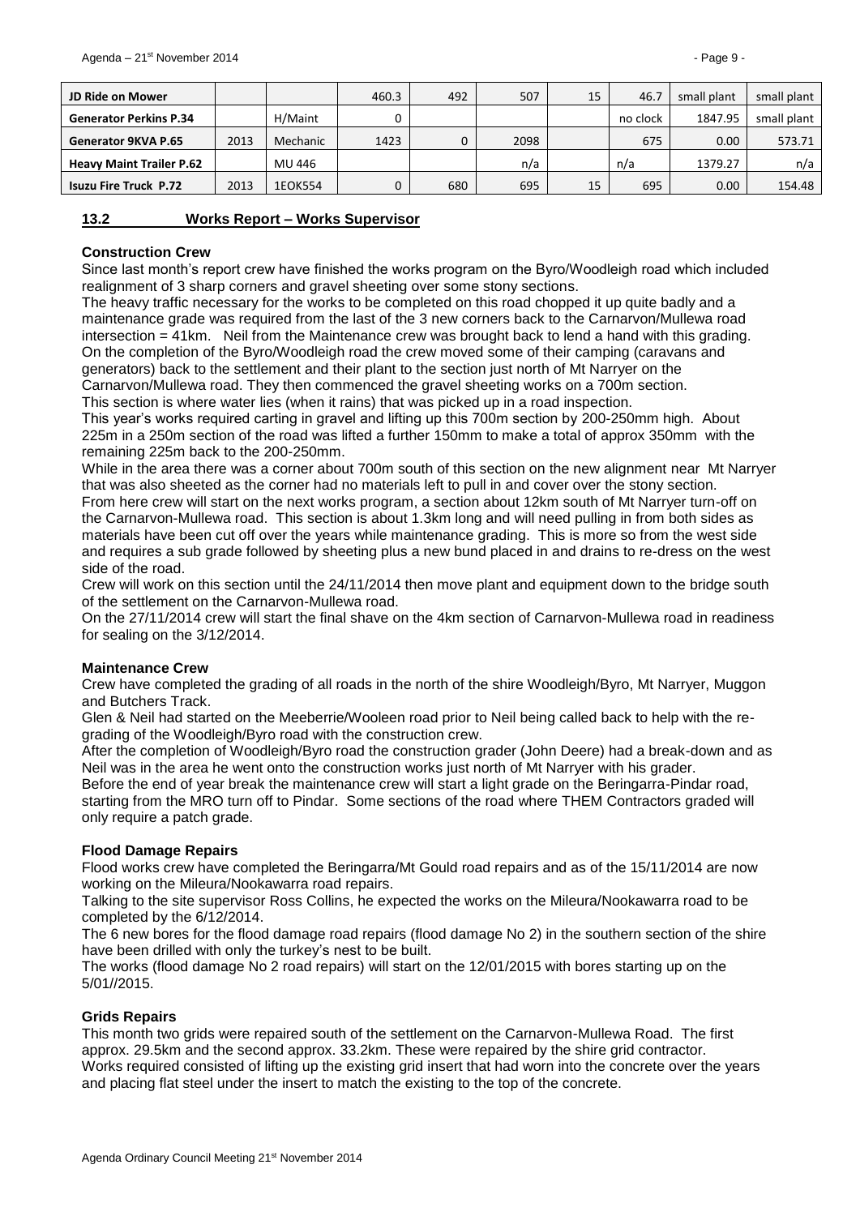| JD Ride on Mower | | | 460.3 | 492 | 507 | 15 | 46.7 | small plant | small plant |
|---|---|---|---|---|---|---|---|---|---|
| Generator Perkins P.34 | | H/Maint | 0 | | | | no clock | 1847.95 | small plant |
| Generator 9KVA P.65 | 2013 | Mechanic | 1423 | 0 | 2098 | | 675 | 0.00 | 573.71 |
| Heavy Maint Trailer P.62 | | MU 446 | | | n/a | | n/a | 1379.27 | n/a |
| Isuzu Fire Truck P.72 | 2013 | 1EOK554 | 0 | 680 | 695 | 15 | 695 | 0.00 | 154.48 |

## 13.2 Works Report – Works Supervisor

### Construction Crew

Since last month's report crew have finished the works program on the Byro/Woodleigh road which included realignment of 3 sharp corners and gravel sheeting over some stony sections.

The heavy traffic necessary for the works to be completed on this road chopped it up quite badly and a maintenance grade was required from the last of the 3 new corners back to the Carnarvon/Mullewa road intersection = 41km. Neil from the Maintenance crew was brought back to lend a hand with this grading.

On the completion of the Byro/Woodleigh road the crew moved some of their camping (caravans and generators) back to the settlement and their plant to the section just north of Mt Narryer on the Carnarvon/Mullewa road. They then commenced the gravel sheeting works on a 700m section.

This section is where water lies (when it rains) that was picked up in a road inspection.

This year's works required carting in gravel and lifting up this 700m section by 200-250mm high. About 225m in a 250m section of the road was lifted a further 150mm to make a total of approx 350mm with the remaining 225m back to the 200-250mm.

While in the area there was a corner about 700m south of this section on the new alignment near Mt Narryer that was also sheeted as the corner had no materials left to pull in and cover over the stony section.

From here crew will start on the next works program, a section about 12km south of Mt Narryer turn-off on the Carnarvon-Mullewa road. This section is about 1.3km long and will need pulling in from both sides as materials have been cut off over the years while maintenance grading. This is more so from the west side and requires a sub grade followed by sheeting plus a new bund placed in and drains to re-dress on the west side of the road.

Crew will work on this section until the 24/11/2014 then move plant and equipment down to the bridge south of the settlement on the Carnarvon-Mullewa road.

On the 27/11/2014 crew will start the final shave on the 4km section of Carnarvon-Mullewa road in readiness for sealing on the 3/12/2014.

### Maintenance Crew

Crew have completed the grading of all roads in the north of the shire Woodleigh/Byro, Mt Narryer, Muggon and Butchers Track.

Glen & Neil had started on the Meeberrie/Wooleen road prior to Neil being called back to help with the re-grading of the Woodleigh/Byro road with the construction crew.

After the completion of Woodleigh/Byro road the construction grader (John Deere) had a break-down and as Neil was in the area he went onto the construction works just north of Mt Narryer with his grader.

Before the end of year break the maintenance crew will start a light grade on the Beringarra-Pindar road, starting from the MRO turn off to Pindar. Some sections of the road where THEM Contractors graded will only require a patch grade.

### Flood Damage Repairs

Flood works crew have completed the Beringarra/Mt Gould road repairs and as of the 15/11/2014 are now working on the Mileura/Nookawarra road repairs.

Talking to the site supervisor Ross Collins, he expected the works on the Mileura/Nookawarra road to be completed by the 6/12/2014.

The 6 new bores for the flood damage road repairs (flood damage No 2) in the southern section of the shire have been drilled with only the turkey's nest to be built.

The works (flood damage No 2 road repairs) will start on the 12/01/2015 with bores starting up on the 5/01//2015.

### Grids Repairs

This month two grids were repaired south of the settlement on the Carnarvon-Mullewa Road. The first approx. 29.5km and the second approx. 33.2km. These were repaired by the shire grid contractor.

Works required consisted of lifting up the existing grid insert that had worn into the concrete over the years and placing flat steel under the insert to match the existing to the top of the concrete.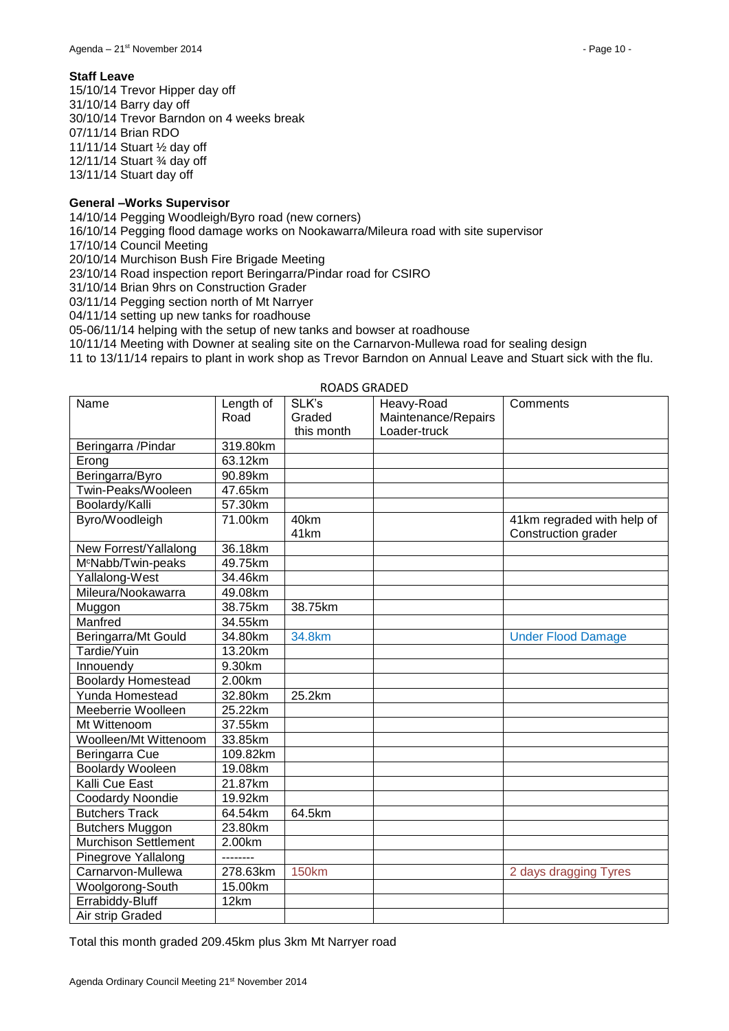**Staff Leave**

15/10/14 Trevor Hipper day off
31/10/14 Barry day off
30/10/14 Trevor Barndon on 4 weeks break
07/11/14 Brian RDO
11/11/14 Stuart ½ day off
12/11/14 Stuart ¾ day off
13/11/14 Stuart day off

**General –Works Supervisor**

14/10/14 Pegging Woodleigh/Byro road (new corners)
16/10/14 Pegging flood damage works on Nookawarra/Mileura road with site supervisor
17/10/14 Council Meeting
20/10/14 Murchison Bush Fire Brigade Meeting
23/10/14 Road inspection report Beringarra/Pindar road for CSIRO
31/10/14 Brian 9hrs on Construction Grader
03/11/14 Pegging section north of Mt Narryer
04/11/14 setting up new tanks for roadhouse
05-06/11/14 helping with the setup of new tanks and bowser at roadhouse
10/11/14 Meeting with Downer at sealing site on the Carnarvon-Mullewa road for sealing design
11 to 13/11/14 repairs to plant in work shop as Trevor Barndon on Annual Leave and Stuart sick with the flu.

ROADS GRADED

| Name | Length of Road | SLK's Graded this month | Heavy-Road Maintenance/Repairs Loader-truck | Comments |
|---|---|---|---|---|
| Beringarra /Pindar | 319.80km | | | |
| Erong | 63.12km | | | |
| Beringarra/Byro | 90.89km | | | |
| Twin-Peaks/Wooleen | 47.65km | | | |
| Boolardy/Kalli | 57.30km | | | |
| Byro/Woodleigh | 71.00km | 40km 41km | | 41km regraded with help of Construction grader |
| New Forrest/Yallalong | 36.18km | | | |
| McNabb/Twin-peaks | 49.75km | | | |
| Yallalong-West | 34.46km | | | |
| Mileura/Nookawarra | 49.08km | | | |
| Muggon | 38.75km | 38.75km | | |
| Manfred | 34.55km | | | |
| Beringarra/Mt Gould | 34.80km | 34.8km | | Under Flood Damage |
| Tardie/Yuin | 13.20km | | | |
| Innouendy | 9.30km | | | |
| Boolardy Homestead | 2.00km | | | |
| Yunda Homestead | 32.80km | 25.2km | | |
| Meeberrie Woolleen | 25.22km | | | |
| Mt Wittenoom | 37.55km | | | |
| Woolleen/Mt Wittenoom | 33.85km | | | |
| Beringarra Cue | 109.82km | | | |
| Boolardy Wooleen | 19.08km | | | |
| Kalli Cue East | 21.87km | | | |
| Coodardy Noondie | 19.92km | | | |
| Butchers Track | 64.54km | 64.5km | | |
| Butchers Muggon | 23.80km | | | |
| Murchison Settlement | 2.00km | | | |
| Pinegrove Yallalong | -------- | | | |
| Carnarvon-Mullewa | 278.63km | 150km | | 2 days dragging Tyres |
| Woolgorong-South | 15.00km | | | |
| Errabiddy-Bluff | 12km | | | |
| Air strip Graded | | | | |

Total this month graded 209.45km plus 3km Mt Narryer road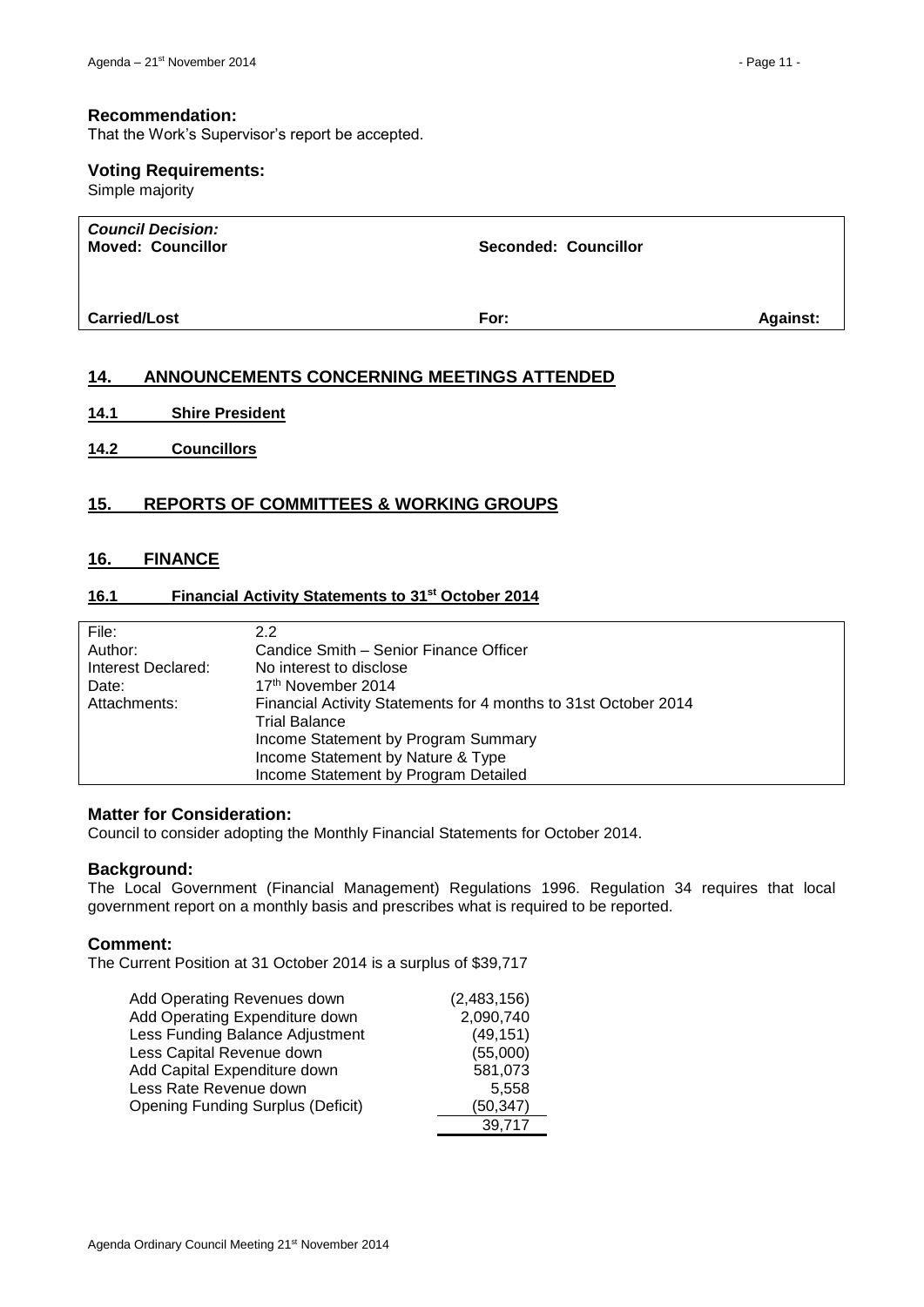**Recommendation:**
That the Work's Supervisor's report be accepted.

**Voting Requirements:**
Simple majority

| ***Council Decision:*** **Moved: Councillor** | **Seconded: Councillor** | |
|---|---|---|
| **Carried/Lost** | **For:** | **Against:** |

## 14. ANNOUNCEMENTS CONCERNING MEETINGS ATTENDED

### 14.1 Shire President

### 14.2 Councillors

## 15. REPORTS OF COMMITTEES & WORKING GROUPS

## 16. FINANCE

### 16.1 Financial Activity Statements to 31st October 2014

| | |
|---|---|
| File: | 2.2 |
| Author: | Candice Smith – Senior Finance Officer |
| Interest Declared: | No interest to disclose |
| Date: | 17th November 2014 |
| Attachments: | Financial Activity Statements for 4 months to 31st October 2014<br>Trial Balance<br>Income Statement by Program Summary<br>Income Statement by Nature & Type<br>Income Statement by Program Detailed |

**Matter for Consideration:**
Council to consider adopting the Monthly Financial Statements for October 2014.

**Background:**
The Local Government (Financial Management) Regulations 1996. Regulation 34 requires that local government report on a monthly basis and prescribes what is required to be reported.

**Comment:**
The Current Position at 31 October 2014 is a surplus of $39,717

| | |
|---|---:|
| Add Operating Revenues down | (2,483,156) |
| Add Operating Expenditure down | 2,090,740 |
| Less Funding Balance Adjustment | (49,151) |
| Less Capital Revenue down | (55,000) |
| Add Capital Expenditure down | 581,073 |
| Less Rate Revenue down | 5,558 |
| Opening Funding Surplus (Deficit) | (50,347) |
| | 39,717 |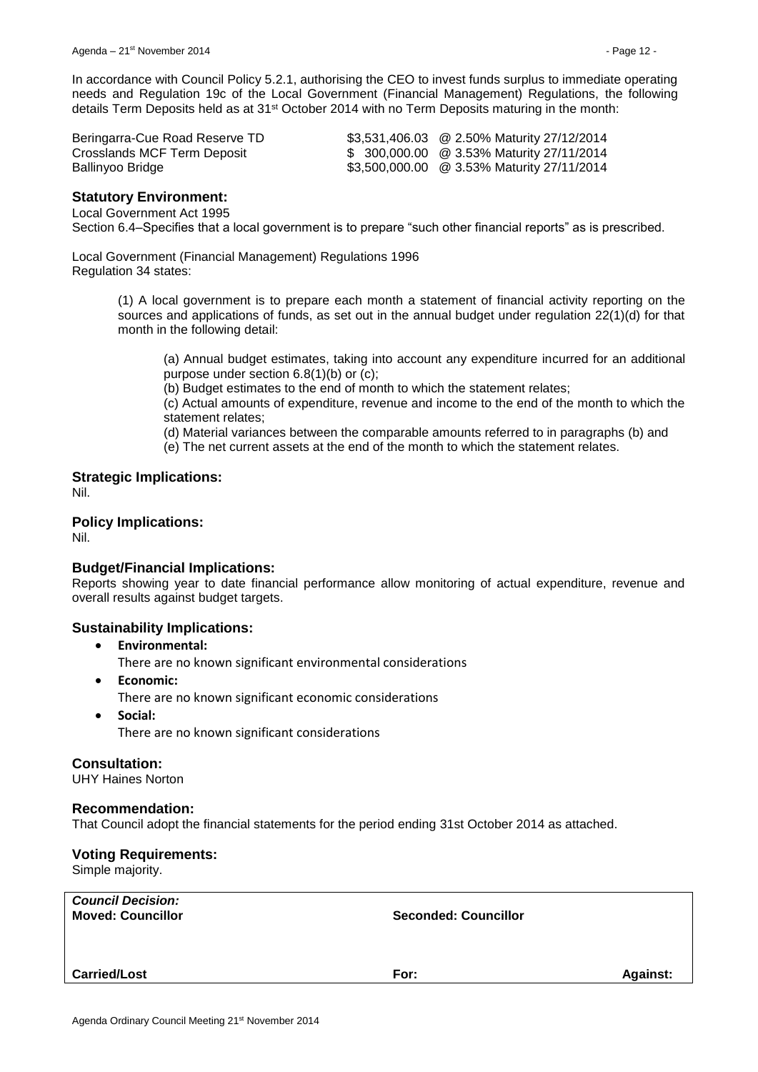In accordance with Council Policy 5.2.1, authorising the CEO to invest funds surplus to immediate operating needs and Regulation 19c of the Local Government (Financial Management) Regulations, the following details Term Deposits held as at 31st October 2014 with no Term Deposits maturing in the month:

| | | |
|---|---|---|
| Beringarra-Cue Road Reserve TD | $3,531,406.03 | @ 2.50% Maturity 27/12/2014 |
| Crosslands MCF Term Deposit | $ 300,000.00 | @ 3.53% Maturity 27/11/2014 |
| Ballinyoo Bridge | $3,500,000.00 | @ 3.53% Maturity 27/11/2014 |

## Statutory Environment:

Local Government Act 1995
Section 6.4–Specifies that a local government is to prepare "such other financial reports" as is prescribed.

Local Government (Financial Management) Regulations 1996
Regulation 34 states:

> (1) A local government is to prepare each month a statement of financial activity reporting on the sources and applications of funds, as set out in the annual budget under regulation 22(1)(d) for that month in the following detail:
>
> > (a) Annual budget estimates, taking into account any expenditure incurred for an additional purpose under section 6.8(1)(b) or (c);
> > (b) Budget estimates to the end of month to which the statement relates;
> > (c) Actual amounts of expenditure, revenue and income to the end of the month to which the statement relates;
> > (d) Material variances between the comparable amounts referred to in paragraphs (b) and
> > (e) The net current assets at the end of the month to which the statement relates.

## Strategic Implications:

Nil.

## Policy Implications:

Nil.

## Budget/Financial Implications:

Reports showing year to date financial performance allow monitoring of actual expenditure, revenue and overall results against budget targets.

## Sustainability Implications:

- **Environmental:**
  There are no known significant environmental considerations
- **Economic:**
  There are no known significant economic considerations
- **Social:**
  There are no known significant considerations

## Consultation:

UHY Haines Norton

## Recommendation:

That Council adopt the financial statements for the period ending 31st October 2014 as attached.

## Voting Requirements:

Simple majority.

| ***Council Decision:*** | | |
|---|---|---|
| **Moved: Councillor** | **Seconded: Councillor** | |
| **Carried/Lost** | **For:** | **Against:** |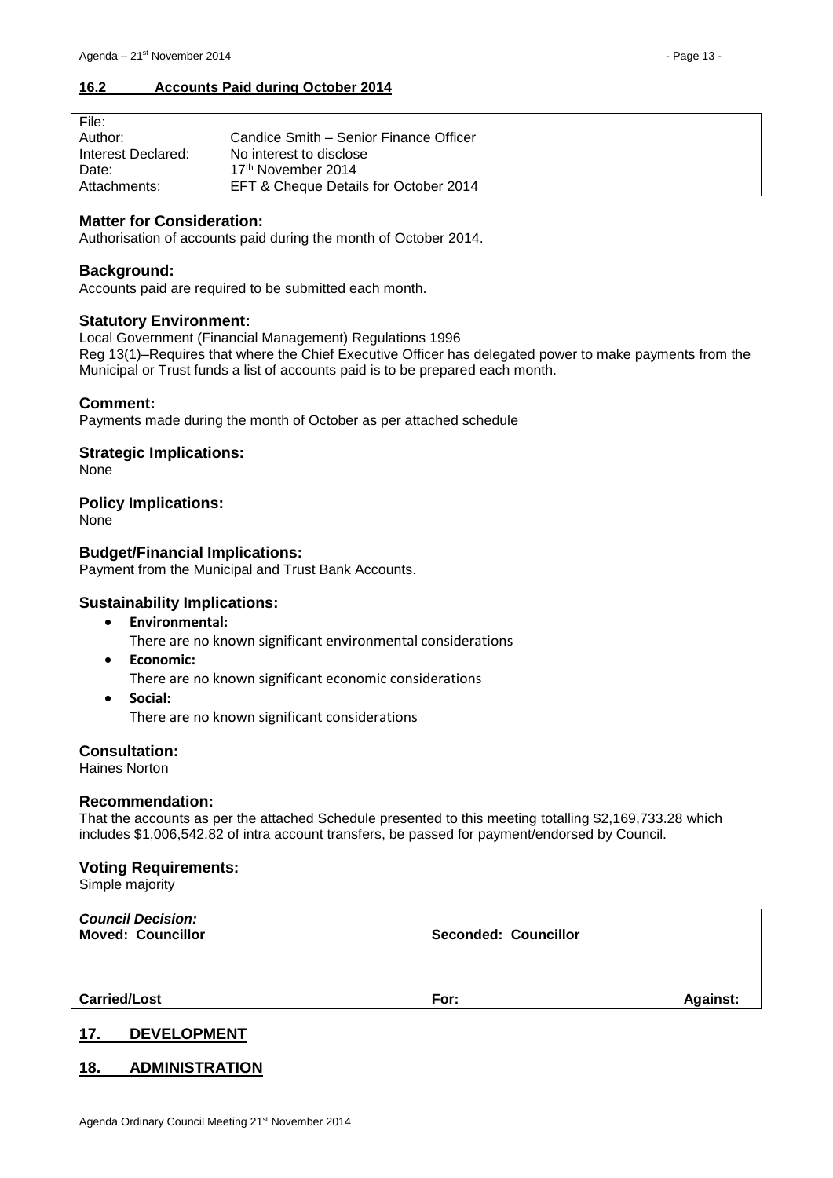## 16.2 Accounts Paid during October 2014

| | |
|---|---|
| File: | |
| Author: | Candice Smith – Senior Finance Officer |
| Interest Declared: | No interest to disclose |
| Date: | 17th November 2014 |
| Attachments: | EFT & Cheque Details for October 2014 |

### Matter for Consideration:

Authorisation of accounts paid during the month of October 2014.

### Background:

Accounts paid are required to be submitted each month.

### Statutory Environment:

Local Government (Financial Management) Regulations 1996
Reg 13(1)–Requires that where the Chief Executive Officer has delegated power to make payments from the Municipal or Trust funds a list of accounts paid is to be prepared each month.

### Comment:

Payments made during the month of October as per attached schedule

### Strategic Implications:

None

### Policy Implications:

None

### Budget/Financial Implications:

Payment from the Municipal and Trust Bank Accounts.

### Sustainability Implications:

- **Environmental:**
  There are no known significant environmental considerations
- **Economic:**
  There are no known significant economic considerations
- **Social:**
  There are no known significant considerations

### Consultation:

Haines Norton

### Recommendation:

That the accounts as per the attached Schedule presented to this meeting totalling $2,169,733.28 which includes $1,006,542.82 of intra account transfers, be passed for payment/endorsed by Council.

### Voting Requirements:

Simple majority

| | | |
|---|---|---|
| ***Council Decision:*** **Moved: Councillor** | **Seconded: Councillor** | |
| **Carried/Lost** | **For:** | **Against:** |

## 17. DEVELOPMENT

## 18. ADMINISTRATION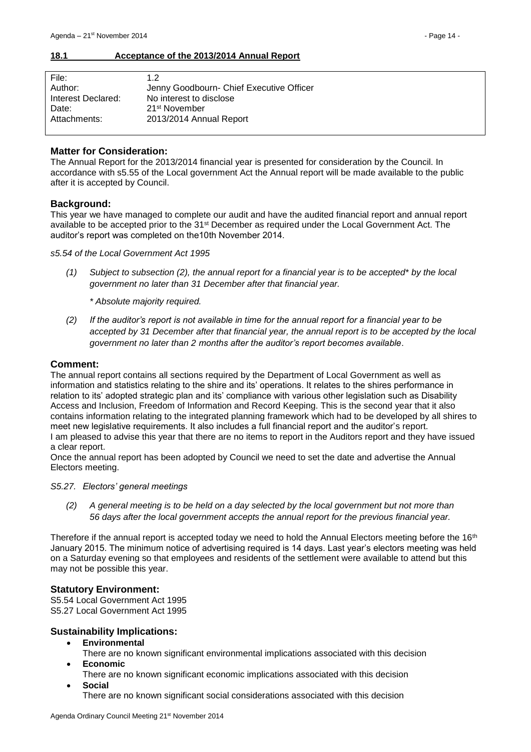## 18.1 Acceptance of the 2013/2014 Annual Report

| | |
|---|---|
| File: | 1.2 |
| Author: | Jenny Goodbourn- Chief Executive Officer |
| Interest Declared: | No interest to disclose |
| Date: | 21st November |
| Attachments: | 2013/2014 Annual Report |

### Matter for Consideration:

The Annual Report for the 2013/2014 financial year is presented for consideration by the Council. In accordance with s5.55 of the Local government Act the Annual report will be made available to the public after it is accepted by Council.

### Background:

This year we have managed to complete our audit and have the audited financial report and annual report available to be accepted prior to the 31st December as required under the Local Government Act. The auditor's report was completed on the10th November 2014.

*s5.54 of the Local Government Act 1995*

*(1) Subject to subsection (2), the annual report for a financial year is to be accepted\* by the local government no later than 31 December after that financial year.*

*\* Absolute majority required.*

*(2) If the auditor's report is not available in time for the annual report for a financial year to be accepted by 31 December after that financial year, the annual report is to be accepted by the local government no later than 2 months after the auditor's report becomes available.*

### Comment:

The annual report contains all sections required by the Department of Local Government as well as information and statistics relating to the shire and its' operations. It relates to the shires performance in relation to its' adopted strategic plan and its' compliance with various other legislation such as Disability Access and Inclusion, Freedom of Information and Record Keeping. This is the second year that it also contains information relating to the integrated planning framework which had to be developed by all shires to meet new legislative requirements. It also includes a full financial report and the auditor's report.

I am pleased to advise this year that there are no items to report in the Auditors report and they have issued a clear report.

Once the annual report has been adopted by Council we need to set the date and advertise the Annual Electors meeting.

*S5.27. Electors' general meetings*

*(2) A general meeting is to be held on a day selected by the local government but not more than 56 days after the local government accepts the annual report for the previous financial year.*

Therefore if the annual report is accepted today we need to hold the Annual Electors meeting before the 16th January 2015. The minimum notice of advertising required is 14 days. Last year's electors meeting was held on a Saturday evening so that employees and residents of the settlement were available to attend but this may not be possible this year.

### Statutory Environment:

S5.54 Local Government Act 1995
S5.27 Local Government Act 1995

### Sustainability Implications:

- **Environmental**
  There are no known significant environmental implications associated with this decision
- **Economic**
  There are no known significant economic implications associated with this decision
- **Social**
  There are no known significant social considerations associated with this decision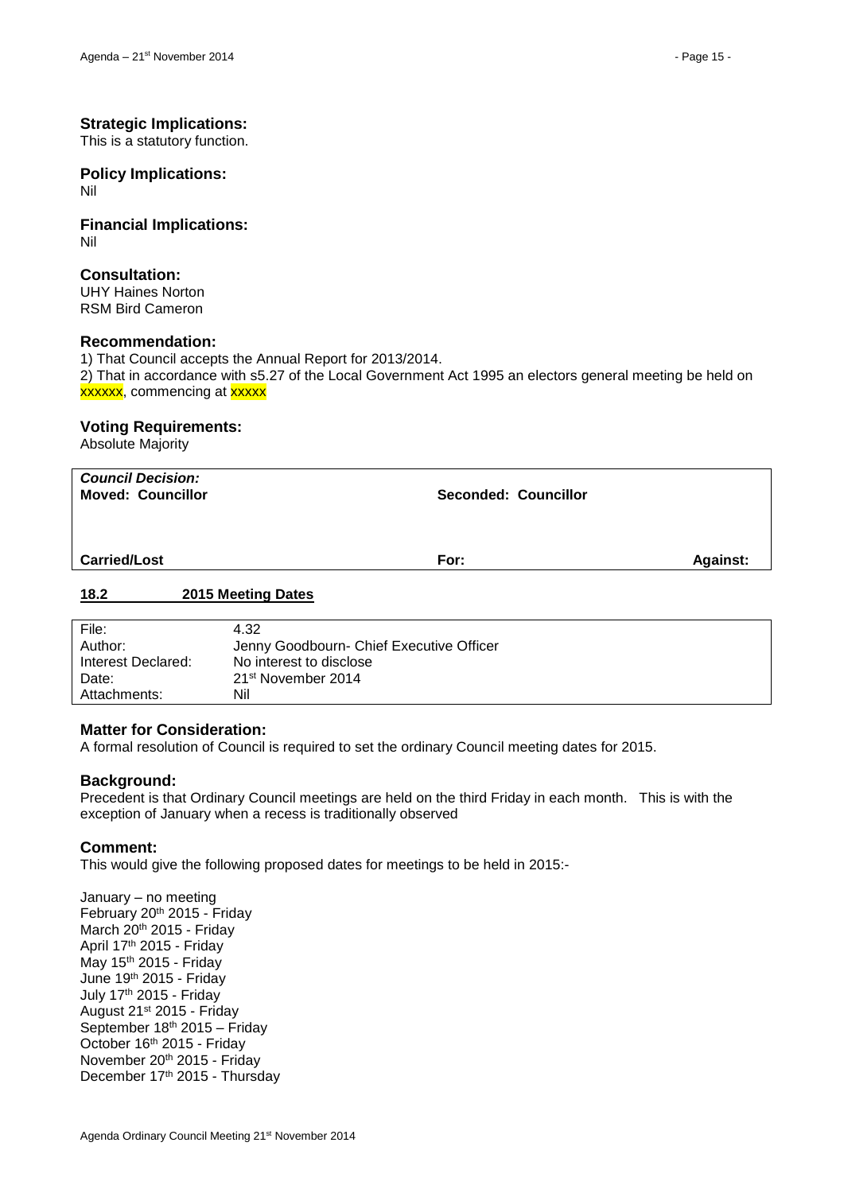### Strategic Implications:

This is a statutory function.

### Policy Implications:

Nil

### Financial Implications:

Nil

### Consultation:

UHY Haines Norton
RSM Bird Cameron

### Recommendation:

1) That Council accepts the Annual Report for 2013/2014.
2) That in accordance with s5.27 of the Local Government Act 1995 an electors general meeting be held on xxxxxx, commencing at xxxxx

### Voting Requirements:

Absolute Majority

| ***Council Decision:*** **Moved: Councillor** | **Seconded: Councillor** | |
|---|---|---|
| **Carried/Lost** | **For:** | **Against:** |

## 18.2 2015 Meeting Dates

| | |
|---|---|
| File: | 4.32 |
| Author: | Jenny Goodbourn- Chief Executive Officer |
| Interest Declared: | No interest to disclose |
| Date: | 21st November 2014 |
| Attachments: | Nil |

### Matter for Consideration:

A formal resolution of Council is required to set the ordinary Council meeting dates for 2015.

### Background:

Precedent is that Ordinary Council meetings are held on the third Friday in each month. This is with the exception of January when a recess is traditionally observed

### Comment:

This would give the following proposed dates for meetings to be held in 2015:-

January – no meeting
February 20th 2015 - Friday
March 20th 2015 - Friday
April 17th 2015 - Friday
May 15th 2015 - Friday
June 19th 2015 - Friday
July 17th 2015 - Friday
August 21st 2015 - Friday
September 18th 2015 – Friday
October 16th 2015 - Friday
November 20th 2015 - Friday
December 17th 2015 - Thursday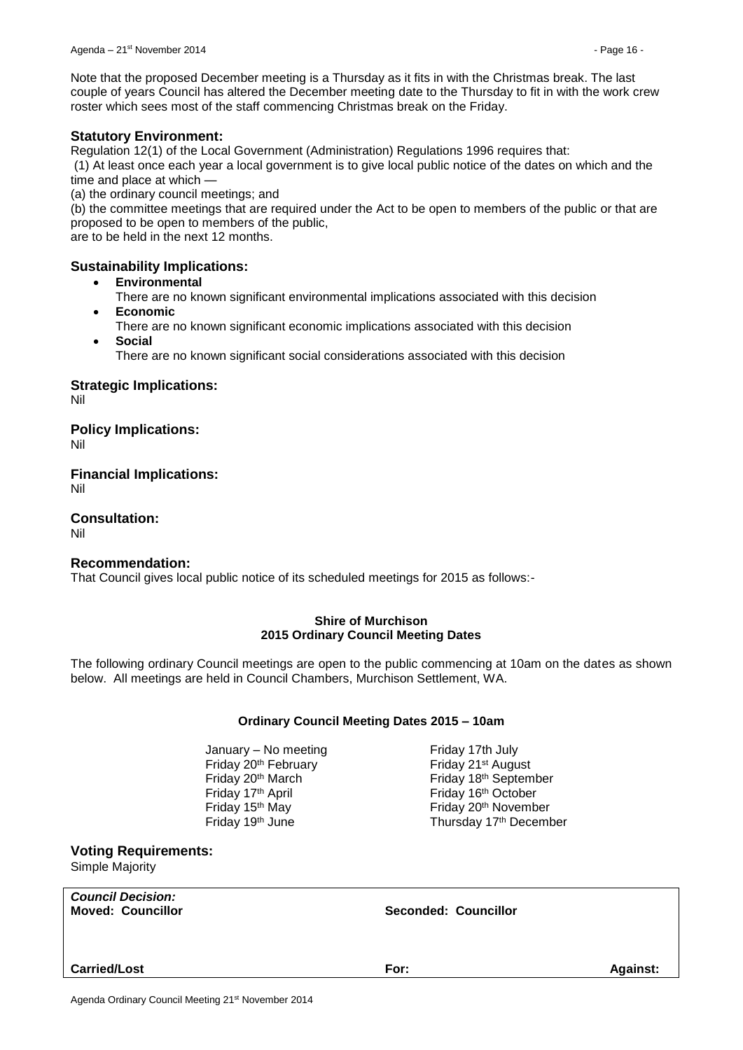Note that the proposed December meeting is a Thursday as it fits in with the Christmas break. The last couple of years Council has altered the December meeting date to the Thursday to fit in with the work crew roster which sees most of the staff commencing Christmas break on the Friday.

## Statutory Environment:

Regulation 12(1) of the Local Government (Administration) Regulations 1996 requires that:

(1) At least once each year a local government is to give local public notice of the dates on which and the time and place at which —

(a) the ordinary council meetings; and

(b) the committee meetings that are required under the Act to be open to members of the public or that are proposed to be open to members of the public,

are to be held in the next 12 months.

## Sustainability Implications:

- **Environmental**
  There are no known significant environmental implications associated with this decision
- **Economic**
  There are no known significant economic implications associated with this decision
- **Social**
  There are no known significant social considerations associated with this decision

## Strategic Implications:

Nil

## Policy Implications:

Nil

## Financial Implications:

Nil

## Consultation:

Nil

## Recommendation:

That Council gives local public notice of its scheduled meetings for 2015 as follows:-

**Shire of Murchison**
**2015 Ordinary Council Meeting Dates**

The following ordinary Council meetings are open to the public commencing at 10am on the dates as shown below. All meetings are held in Council Chambers, Murchison Settlement, WA.

**Ordinary Council Meeting Dates 2015 – 10am**

| | |
|---|---|
| January – No meeting | Friday 17th July |
| Friday 20th February | Friday 21st August |
| Friday 20th March | Friday 18th September |
| Friday 17th April | Friday 16th October |
| Friday 15th May | Friday 20th November |
| Friday 19th June | Thursday 17th December |

## Voting Requirements:

Simple Majority

| *Council Decision:* **Moved: Councillor** | **Seconded: Councillor** | |
|---|---|---|
| **Carried/Lost** | **For:** | **Against:** |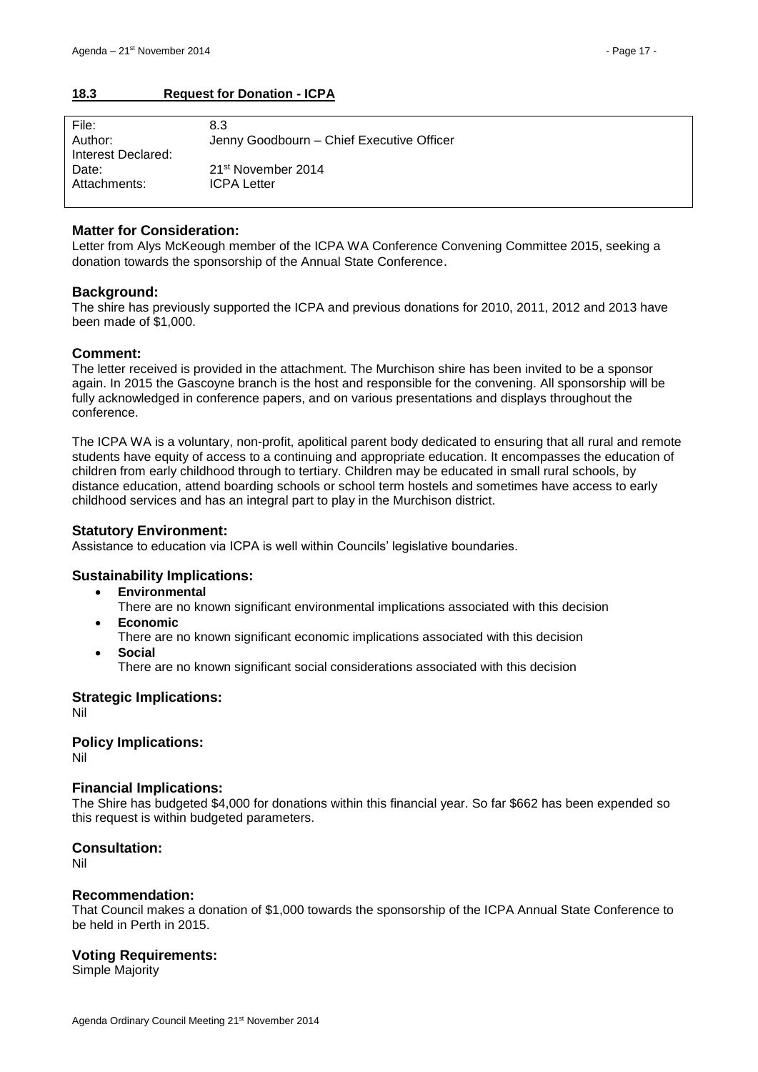## **18.3 Request for Donation - ICPA**

| | |
|---|---|
| File: | 8.3 |
| Author: | Jenny Goodbourn – Chief Executive Officer |
| Interest Declared: | |
| Date: | 21st November 2014 |
| Attachments: | ICPA Letter |

### **Matter for Consideration:**

Letter from Alys McKeough member of the ICPA WA Conference Convening Committee 2015, seeking a donation towards the sponsorship of the Annual State Conference.

### **Background:**

The shire has previously supported the ICPA and previous donations for 2010, 2011, 2012 and 2013 have been made of $1,000.

### **Comment:**

The letter received is provided in the attachment. The Murchison shire has been invited to be a sponsor again. In 2015 the Gascoyne branch is the host and responsible for the convening. All sponsorship will be fully acknowledged in conference papers, and on various presentations and displays throughout the conference.

The ICPA WA is a voluntary, non-profit, apolitical parent body dedicated to ensuring that all rural and remote students have equity of access to a continuing and appropriate education. It encompasses the education of children from early childhood through to tertiary. Children may be educated in small rural schools, by distance education, attend boarding schools or school term hostels and sometimes have access to early childhood services and has an integral part to play in the Murchison district.

### **Statutory Environment:**

Assistance to education via ICPA is well within Councils' legislative boundaries.

### **Sustainability Implications:**

- **Environmental**
  There are no known significant environmental implications associated with this decision
- **Economic**
  There are no known significant economic implications associated with this decision
- **Social**
  There are no known significant social considerations associated with this decision

### **Strategic Implications:**

Nil

### **Policy Implications:**

Nil

### **Financial Implications:**

The Shire has budgeted $4,000 for donations within this financial year. So far $662 has been expended so this request is within budgeted parameters.

### **Consultation:**

Nil

### **Recommendation:**

That Council makes a donation of $1,000 towards the sponsorship of the ICPA Annual State Conference to be held in Perth in 2015.

### **Voting Requirements:**

Simple Majority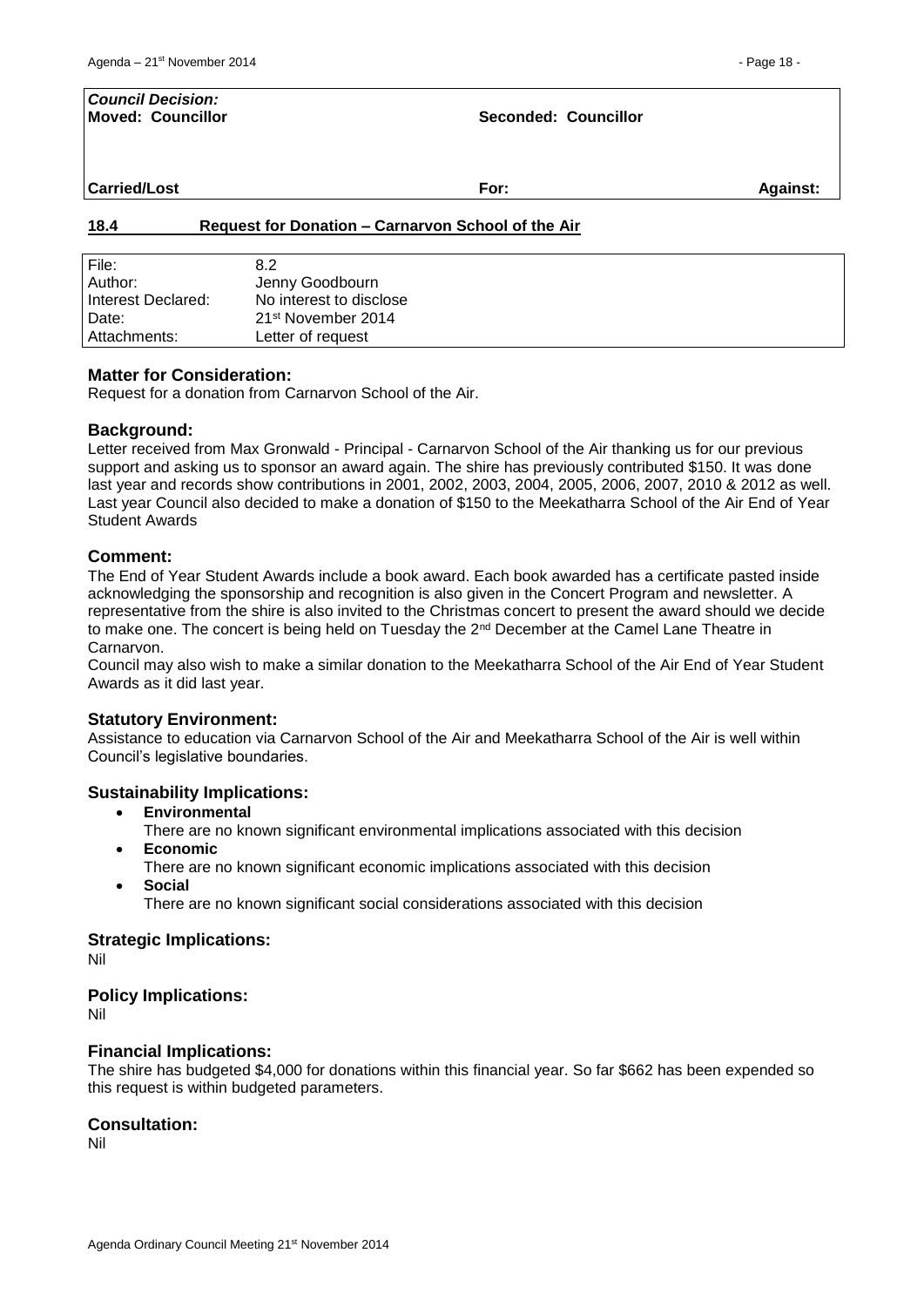| *Council Decision:* | | |
|---|---|---|
| **Moved: Councillor** | **Seconded: Councillor** | |
| **Carried/Lost** | **For:** | **Against:** |

## 18.4 Request for Donation – Carnarvon School of the Air

| | |
|---|---|
| File: | 8.2 |
| Author: | Jenny Goodbourn |
| Interest Declared: | No interest to disclose |
| Date: | 21st November 2014 |
| Attachments: | Letter of request |

### Matter for Consideration:

Request for a donation from Carnarvon School of the Air.

### Background:

Letter received from Max Gronwald - Principal - Carnarvon School of the Air thanking us for our previous support and asking us to sponsor an award again. The shire has previously contributed $150. It was done last year and records show contributions in 2001, 2002, 2003, 2004, 2005, 2006, 2007, 2010 & 2012 as well. Last year Council also decided to make a donation of $150 to the Meekatharra School of the Air End of Year Student Awards

### Comment:

The End of Year Student Awards include a book award. Each book awarded has a certificate pasted inside acknowledging the sponsorship and recognition is also given in the Concert Program and newsletter. A representative from the shire is also invited to the Christmas concert to present the award should we decide to make one. The concert is being held on Tuesday the 2nd December at the Camel Lane Theatre in Carnarvon.

Council may also wish to make a similar donation to the Meekatharra School of the Air End of Year Student Awards as it did last year.

### Statutory Environment:

Assistance to education via Carnarvon School of the Air and Meekatharra School of the Air is well within Council's legislative boundaries.

### Sustainability Implications:

- **Environmental**
  There are no known significant environmental implications associated with this decision
- **Economic**
  There are no known significant economic implications associated with this decision
- **Social**
  There are no known significant social considerations associated with this decision

### Strategic Implications:

Nil

### Policy Implications:

Nil

### Financial Implications:

The shire has budgeted $4,000 for donations within this financial year. So far $662 has been expended so this request is within budgeted parameters.

### Consultation:

Nil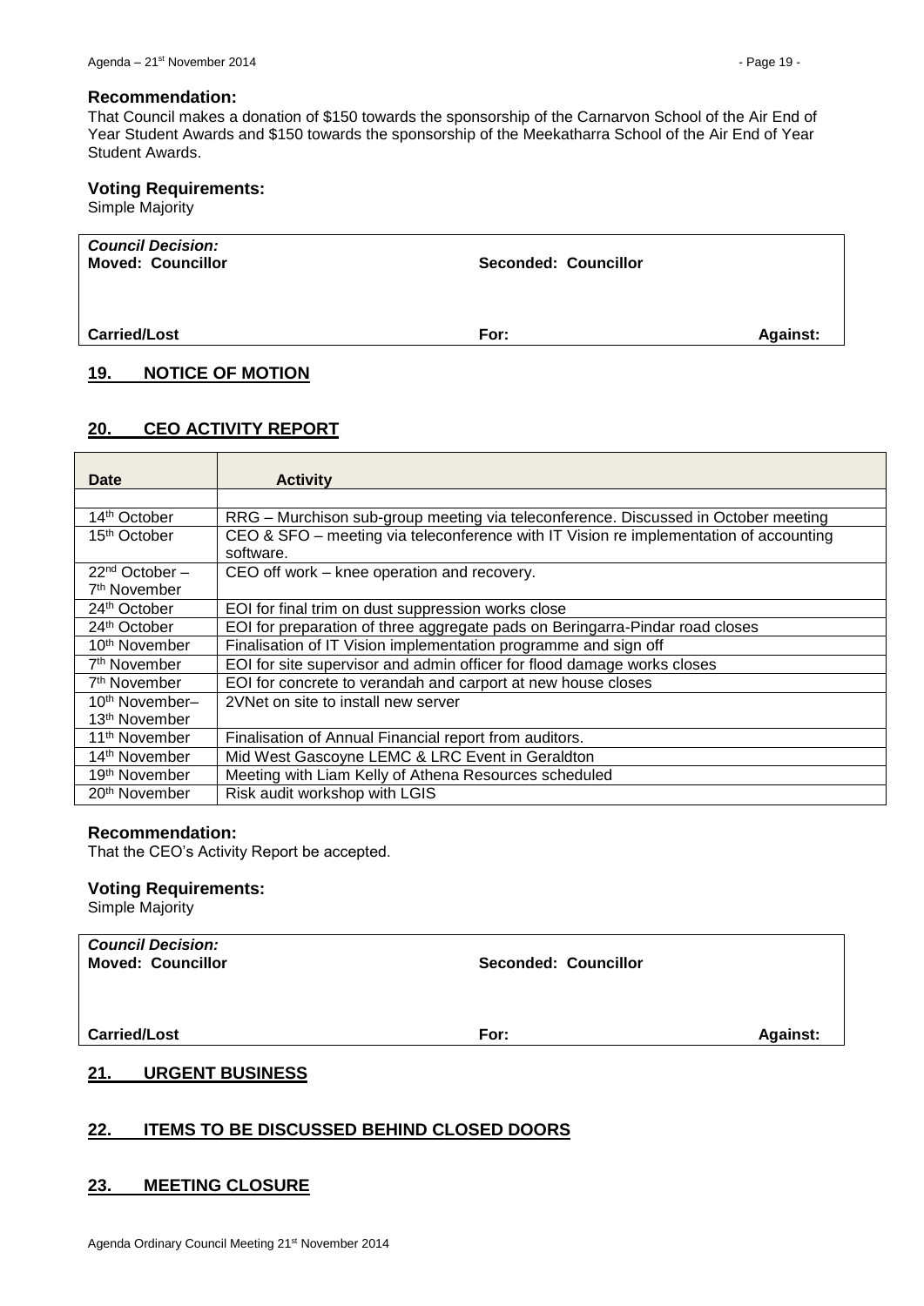### Recommendation:

That Council makes a donation of $150 towards the sponsorship of the Carnarvon School of the Air End of Year Student Awards and $150 towards the sponsorship of the Meekatharra School of the Air End of Year Student Awards.

### Voting Requirements:

Simple Majority

| | | |
|---|---|---|
| ***Council Decision:*** **Moved: Councillor** | **Seconded: Councillor** | |
| **Carried/Lost** | **For:** | **Against:** |

## 19. NOTICE OF MOTION

## 20. CEO ACTIVITY REPORT

| Date | Activity |
|---|---|
| | |
| 14th October | RRG – Murchison sub-group meeting via teleconference. Discussed in October meeting |
| 15th October | CEO & SFO – meeting via teleconference with IT Vision re implementation of accounting software. |
| 22nd October – 7th November | CEO off work – knee operation and recovery. |
| 24th October | EOI for final trim on dust suppression works close |
| 24th October | EOI for preparation of three aggregate pads on Beringarra-Pindar road closes |
| 10th November | Finalisation of IT Vision implementation programme and sign off |
| 7th November | EOI for site supervisor and admin officer for flood damage works closes |
| 7th November | EOI for concrete to verandah and carport at new house closes |
| 10th November–13th November | 2VNet on site to install new server |
| 11th November | Finalisation of Annual Financial report from auditors. |
| 14th November | Mid West Gascoyne LEMC & LRC Event in Geraldton |
| 19th November | Meeting with Liam Kelly of Athena Resources scheduled |
| 20th November | Risk audit workshop with LGIS |

### Recommendation:

That the CEO's Activity Report be accepted.

### Voting Requirements:

Simple Majority

| | | |
|---|---|---|
| ***Council Decision:*** **Moved: Councillor** | **Seconded: Councillor** | |
| **Carried/Lost** | **For:** | **Against:** |

## 21. URGENT BUSINESS

## 22. ITEMS TO BE DISCUSSED BEHIND CLOSED DOORS

## 23. MEETING CLOSURE